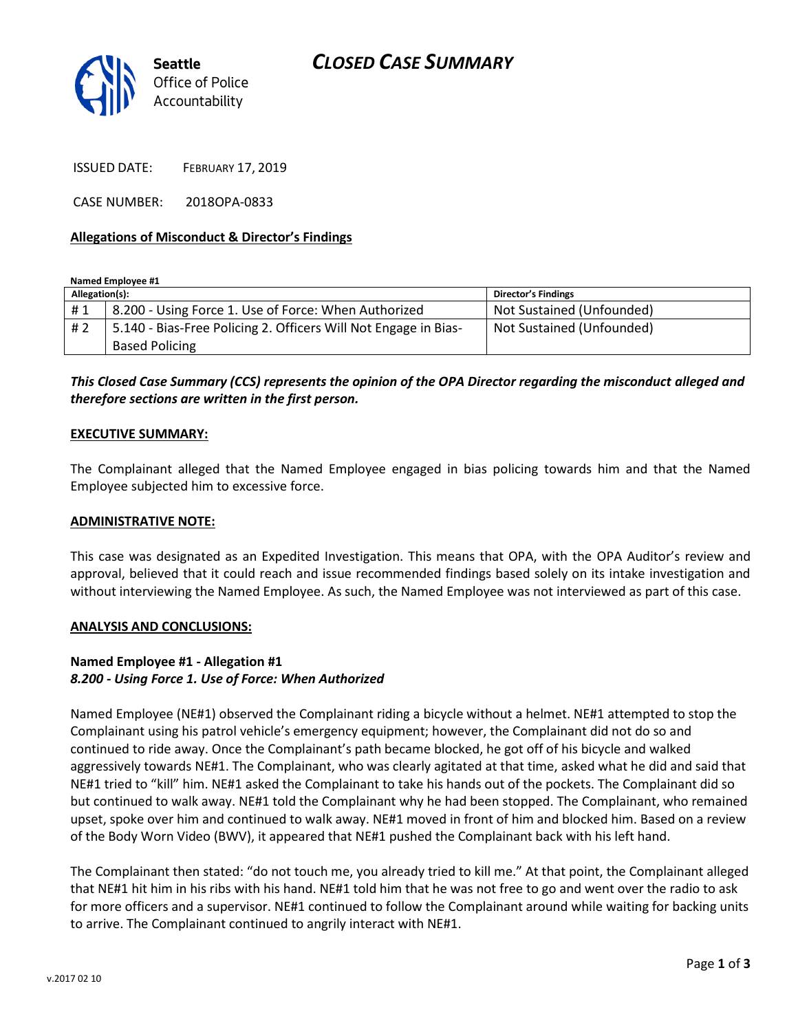Seattle Office of Police Accountability

# CLOSED CASE SUMMARY

ISSUED DATE: FEBRUARY 17, 2019

CASE NUMBER: 2018OPA-0833

**Allegations of Misconduct & Director's Findings**

**Named Employee #1**

| Allegation(s): | | Director's Findings |
|---|---|---|
| # 1 | 8.200 - Using Force 1. Use of Force: When Authorized | Not Sustained (Unfounded) |
| # 2 | 5.140 - Bias-Free Policing 2. Officers Will Not Engage in Bias-Based Policing | Not Sustained (Unfounded) |

***This Closed Case Summary (CCS) represents the opinion of the OPA Director regarding the misconduct alleged and therefore sections are written in the first person.***

**EXECUTIVE SUMMARY:**

The Complainant alleged that the Named Employee engaged in bias policing towards him and that the Named Employee subjected him to excessive force.

**ADMINISTRATIVE NOTE:**

This case was designated as an Expedited Investigation. This means that OPA, with the OPA Auditor's review and approval, believed that it could reach and issue recommended findings based solely on its intake investigation and without interviewing the Named Employee. As such, the Named Employee was not interviewed as part of this case.

**ANALYSIS AND CONCLUSIONS:**

**Named Employee #1 - Allegation #1**
***8.200 - Using Force 1. Use of Force: When Authorized***

Named Employee (NE#1) observed the Complainant riding a bicycle without a helmet. NE#1 attempted to stop the Complainant using his patrol vehicle's emergency equipment; however, the Complainant did not do so and continued to ride away. Once the Complainant's path became blocked, he got off of his bicycle and walked aggressively towards NE#1. The Complainant, who was clearly agitated at that time, asked what he did and said that NE#1 tried to "kill" him. NE#1 asked the Complainant to take his hands out of the pockets. The Complainant did so but continued to walk away. NE#1 told the Complainant why he had been stopped. The Complainant, who remained upset, spoke over him and continued to walk away. NE#1 moved in front of him and blocked him. Based on a review of the Body Worn Video (BWV), it appeared that NE#1 pushed the Complainant back with his left hand.

The Complainant then stated: "do not touch me, you already tried to kill me." At that point, the Complainant alleged that NE#1 hit him in his ribs with his hand. NE#1 told him that he was not free to go and went over the radio to ask for more officers and a supervisor. NE#1 continued to follow the Complainant around while waiting for backing units to arrive. The Complainant continued to angrily interact with NE#1.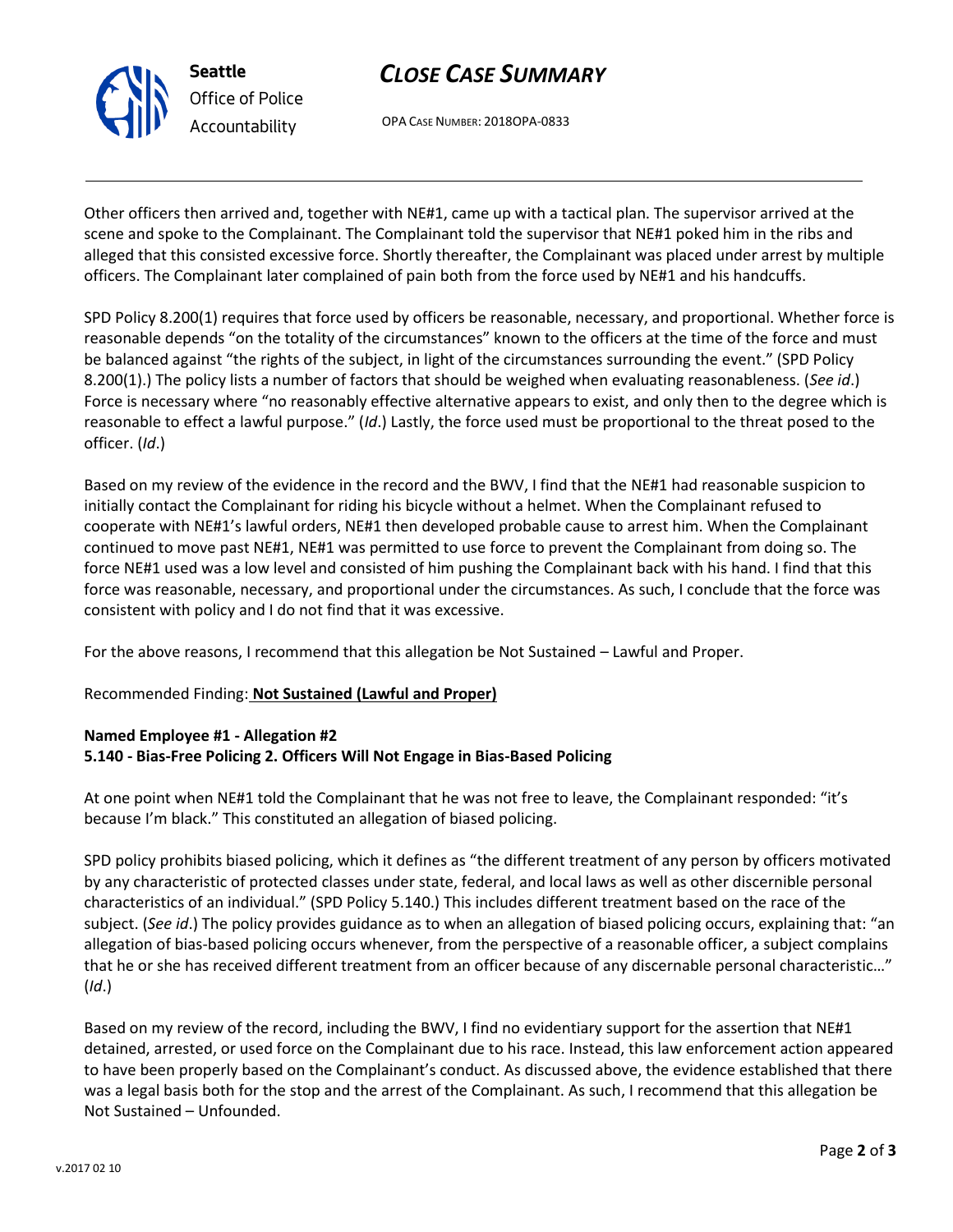Other officers then arrived and, together with NE#1, came up with a tactical plan. The supervisor arrived at the scene and spoke to the Complainant. The Complainant told the supervisor that NE#1 poked him in the ribs and alleged that this consisted excessive force. Shortly thereafter, the Complainant was placed under arrest by multiple officers. The Complainant later complained of pain both from the force used by NE#1 and his handcuffs.

SPD Policy 8.200(1) requires that force used by officers be reasonable, necessary, and proportional. Whether force is reasonable depends "on the totality of the circumstances" known to the officers at the time of the force and must be balanced against "the rights of the subject, in light of the circumstances surrounding the event." (SPD Policy 8.200(1).) The policy lists a number of factors that should be weighed when evaluating reasonableness. (*See id*.) Force is necessary where "no reasonably effective alternative appears to exist, and only then to the degree which is reasonable to effect a lawful purpose." (*Id*.) Lastly, the force used must be proportional to the threat posed to the officer. (*Id*.)

Based on my review of the evidence in the record and the BWV, I find that the NE#1 had reasonable suspicion to initially contact the Complainant for riding his bicycle without a helmet. When the Complainant refused to cooperate with NE#1's lawful orders, NE#1 then developed probable cause to arrest him. When the Complainant continued to move past NE#1, NE#1 was permitted to use force to prevent the Complainant from doing so. The force NE#1 used was a low level and consisted of him pushing the Complainant back with his hand. I find that this force was reasonable, necessary, and proportional under the circumstances. As such, I conclude that the force was consistent with policy and I do not find that it was excessive.

For the above reasons, I recommend that this allegation be Not Sustained – Lawful and Proper.

Recommended Finding: **Not Sustained (Lawful and Proper)**

**Named Employee #1 - Allegation #2**
**5.140 - Bias-Free Policing 2. Officers Will Not Engage in Bias-Based Policing**

At one point when NE#1 told the Complainant that he was not free to leave, the Complainant responded: "it's because I'm black." This constituted an allegation of biased policing.

SPD policy prohibits biased policing, which it defines as "the different treatment of any person by officers motivated by any characteristic of protected classes under state, federal, and local laws as well as other discernible personal characteristics of an individual." (SPD Policy 5.140.) This includes different treatment based on the race of the subject. (*See id*.) The policy provides guidance as to when an allegation of biased policing occurs, explaining that: "an allegation of bias-based policing occurs whenever, from the perspective of a reasonable officer, a subject complains that he or she has received different treatment from an officer because of any discernable personal characteristic…" (*Id*.)

Based on my review of the record, including the BWV, I find no evidentiary support for the assertion that NE#1 detained, arrested, or used force on the Complainant due to his race. Instead, this law enforcement action appeared to have been properly based on the Complainant's conduct. As discussed above, the evidence established that there was a legal basis both for the stop and the arrest of the Complainant. As such, I recommend that this allegation be Not Sustained – Unfounded.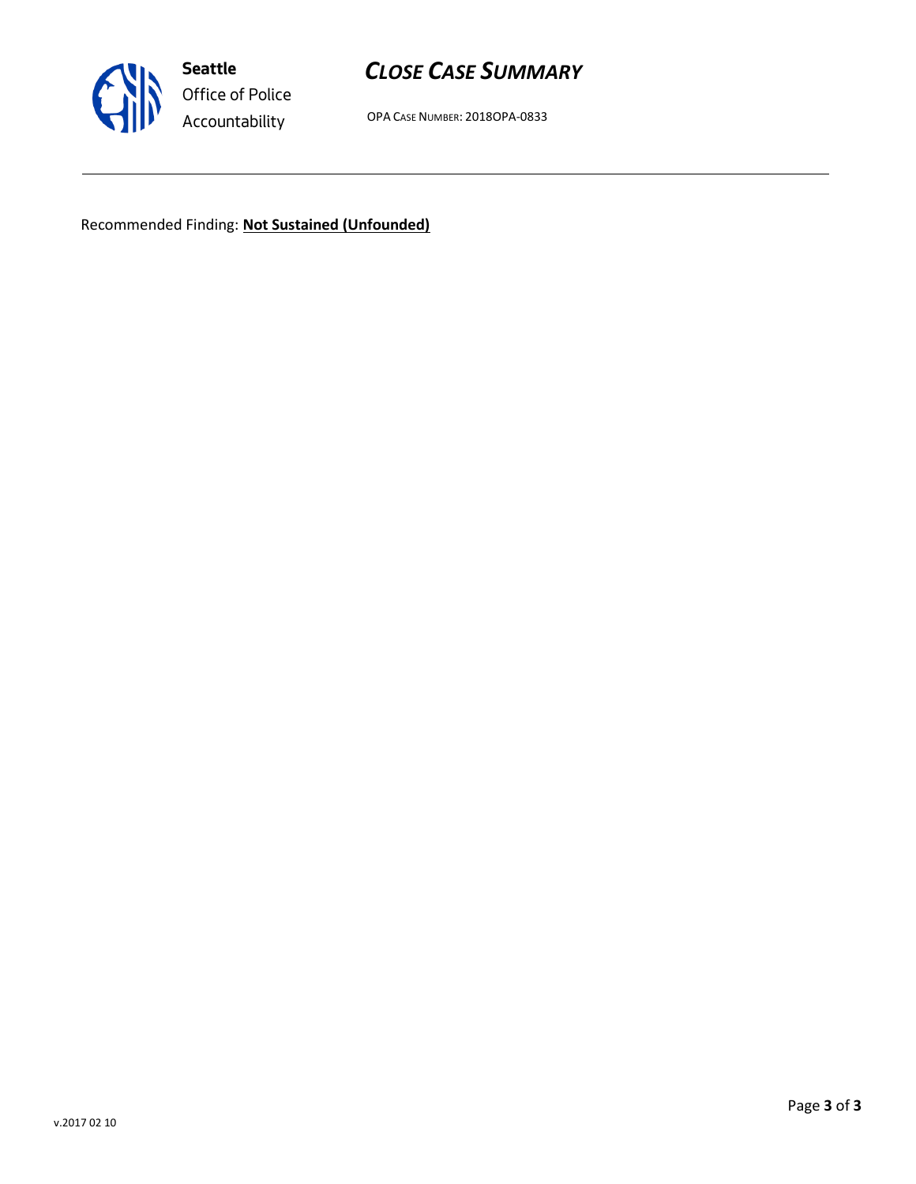Recommended Finding: **Not Sustained (Unfounded)**